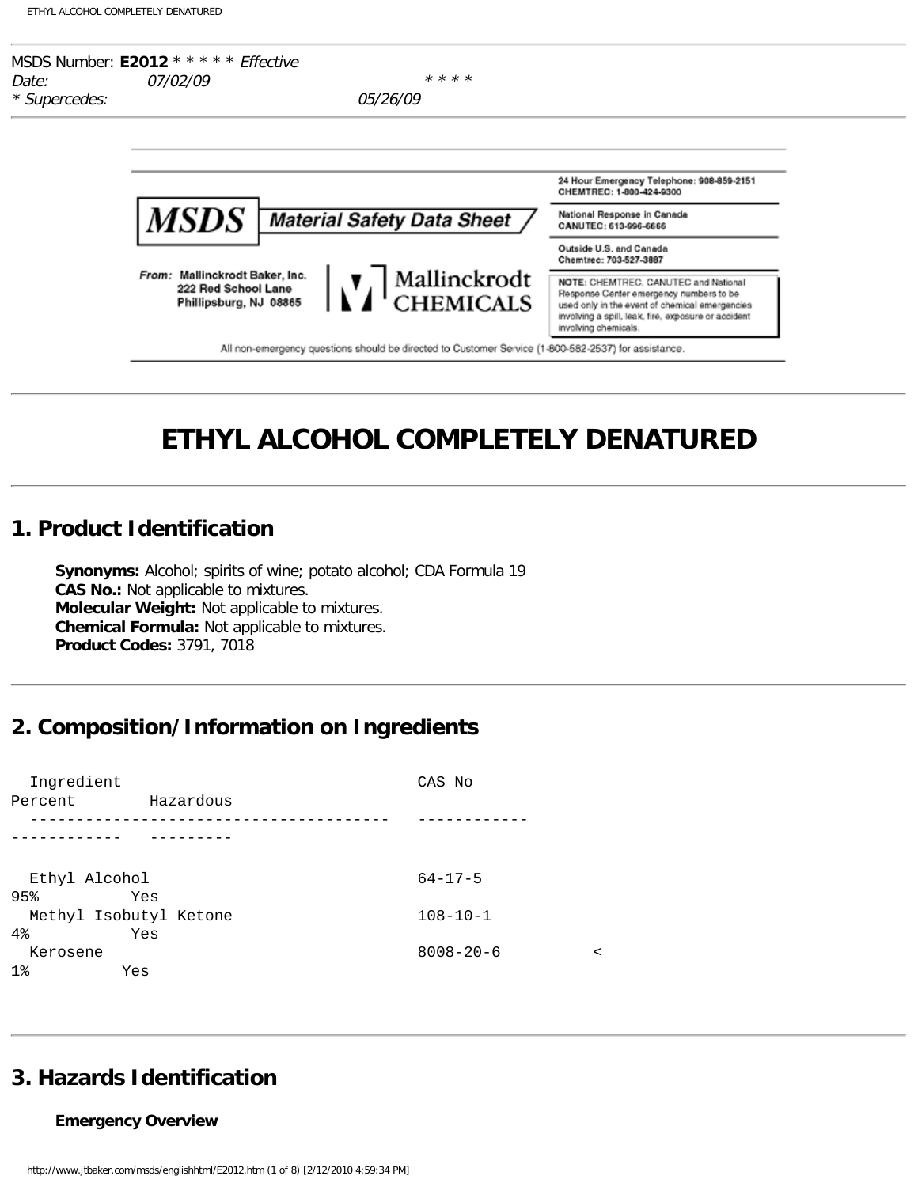MSDS Number: **E2012** * * * * * *Effective Date:* 07/02/09 * * * * * *Supercedes:* 05/26/09

24 Hour Emergency Telephone: 908-859-2151
CHEMTREC: 1-800-424-9300

National Response in Canada
CANUTEC: 613-996-6666

Outside U.S. and Canada
Chemtrec: 703-527-3887

NOTE: CHEMTREC, CANUTEC and National Response Center emergency numbers to be used only in the event of chemical emergencies involving a spill, leak, fire, exposure or accident involving chemicals.

**MSDS** Material Safety Data Sheet

From: Mallinckrodt Baker, Inc.
222 Red School Lane
Phillipsburg, NJ 08865

Mallinckrodt CHEMICALS

All non-emergency questions should be directed to Customer Service (1-800-582-2537) for assistance.

# ETHYL ALCOHOL COMPLETELY DENATURED

## 1. Product Identification

**Synonyms:** Alcohol; spirits of wine; potato alcohol; CDA Formula 19
**CAS No.:** Not applicable to mixtures.
**Molecular Weight:** Not applicable to mixtures.
**Chemical Formula:** Not applicable to mixtures.
**Product Codes:** 3791, 7018

## 2. Composition/Information on Ingredients

| Ingredient | CAS No | Percent | Hazardous |
|---|---|---|---|
| Ethyl Alcohol | 64-17-5 | 95% | Yes |
| Methyl Isobutyl Ketone | 108-10-1 | 4% | Yes |
| Kerosene | 8008-20-6 | < 1% | Yes |

## 3. Hazards Identification

**Emergency Overview**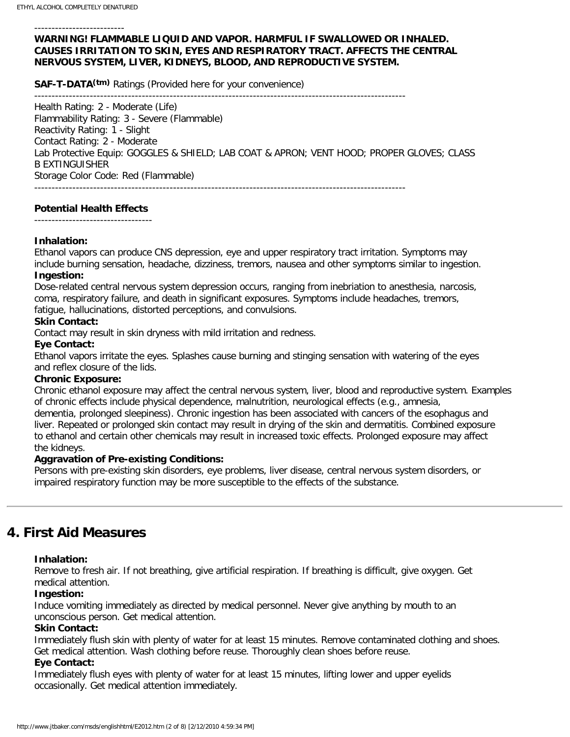--------------------------

**WARNING! FLAMMABLE LIQUID AND VAPOR. HARMFUL IF SWALLOWED OR INHALED. CAUSES IRRITATION TO SKIN, EYES AND RESPIRATORY TRACT. AFFECTS THE CENTRAL NERVOUS SYSTEM, LIVER, KIDNEYS, BLOOD, AND REPRODUCTIVE SYSTEM.**

**SAF-T-DATA(tm)** Ratings (Provided here for your convenience)

-----------------------------------------------------------------------------------------------------------

Health Rating: 2 - Moderate (Life)
Flammability Rating: 3 - Severe (Flammable)
Reactivity Rating: 1 - Slight
Contact Rating: 2 - Moderate
Lab Protective Equip: GOGGLES & SHIELD; LAB COAT & APRON; VENT HOOD; PROPER GLOVES; CLASS B EXTINGUISHER
Storage Color Code: Red (Flammable)

-----------------------------------------------------------------------------------------------------------

**Potential Health Effects**

----------------------------------

**Inhalation:**
Ethanol vapors can produce CNS depression, eye and upper respiratory tract irritation. Symptoms may include burning sensation, headache, dizziness, tremors, nausea and other symptoms similar to ingestion.

**Ingestion:**
Dose-related central nervous system depression occurs, ranging from inebriation to anesthesia, narcosis, coma, respiratory failure, and death in significant exposures. Symptoms include headaches, tremors, fatigue, hallucinations, distorted perceptions, and convulsions.

**Skin Contact:**
Contact may result in skin dryness with mild irritation and redness.

**Eye Contact:**
Ethanol vapors irritate the eyes. Splashes cause burning and stinging sensation with watering of the eyes and reflex closure of the lids.

**Chronic Exposure:**
Chronic ethanol exposure may affect the central nervous system, liver, blood and reproductive system. Examples of chronic effects include physical dependence, malnutrition, neurological effects (e.g., amnesia, dementia, prolonged sleepiness). Chronic ingestion has been associated with cancers of the esophagus and liver. Repeated or prolonged skin contact may result in drying of the skin and dermatitis. Combined exposure to ethanol and certain other chemicals may result in increased toxic effects. Prolonged exposure may affect the kidneys.

**Aggravation of Pre-existing Conditions:**
Persons with pre-existing skin disorders, eye problems, liver disease, central nervous system disorders, or impaired respiratory function may be more susceptible to the effects of the substance.

---

## 4. First Aid Measures

**Inhalation:**
Remove to fresh air. If not breathing, give artificial respiration. If breathing is difficult, give oxygen. Get medical attention.

**Ingestion:**
Induce vomiting immediately as directed by medical personnel. Never give anything by mouth to an unconscious person. Get medical attention.

**Skin Contact:**
Immediately flush skin with plenty of water for at least 15 minutes. Remove contaminated clothing and shoes. Get medical attention. Wash clothing before reuse. Thoroughly clean shoes before reuse.

**Eye Contact:**
Immediately flush eyes with plenty of water for at least 15 minutes, lifting lower and upper eyelids occasionally. Get medical attention immediately.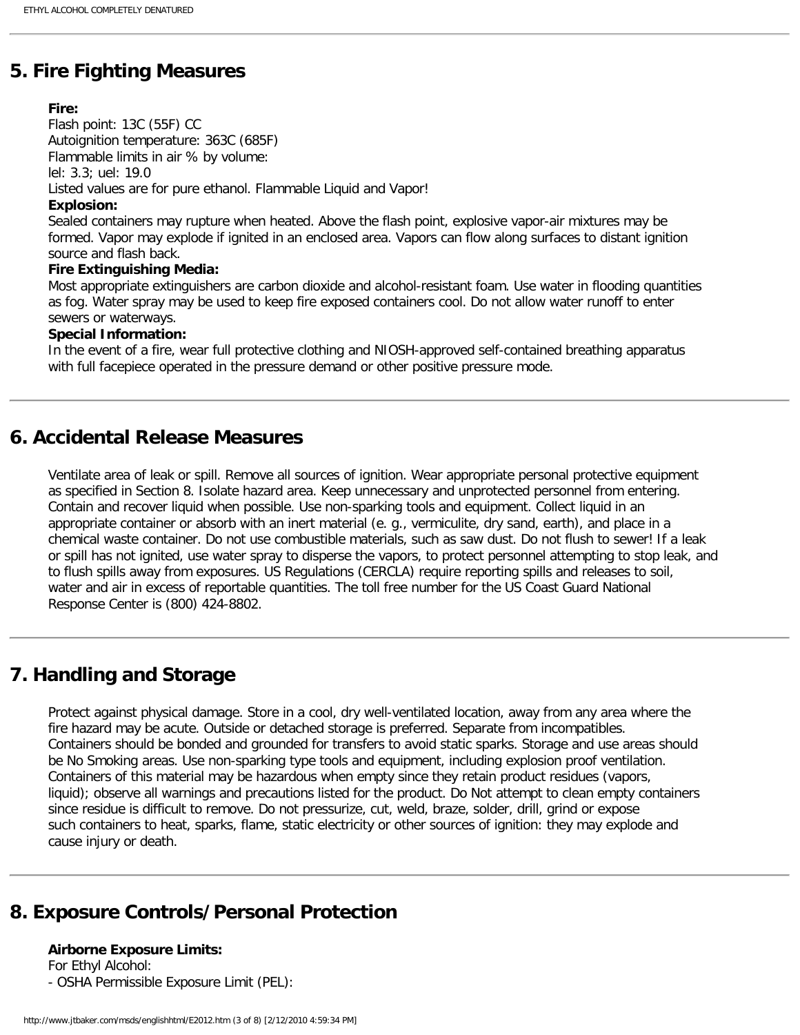## 5. Fire Fighting Measures

**Fire:**
Flash point: 13C (55F) CC
Autoignition temperature: 363C (685F)
Flammable limits in air % by volume:
lel: 3.3; uel: 19.0
Listed values are for pure ethanol. Flammable Liquid and Vapor!

**Explosion:**
Sealed containers may rupture when heated. Above the flash point, explosive vapor-air mixtures may be formed. Vapor may explode if ignited in an enclosed area. Vapors can flow along surfaces to distant ignition source and flash back.

**Fire Extinguishing Media:**
Most appropriate extinguishers are carbon dioxide and alcohol-resistant foam. Use water in flooding quantities as fog. Water spray may be used to keep fire exposed containers cool. Do not allow water runoff to enter sewers or waterways.

**Special Information:**
In the event of a fire, wear full protective clothing and NIOSH-approved self-contained breathing apparatus with full facepiece operated in the pressure demand or other positive pressure mode.

## 6. Accidental Release Measures

Ventilate area of leak or spill. Remove all sources of ignition. Wear appropriate personal protective equipment as specified in Section 8. Isolate hazard area. Keep unnecessary and unprotected personnel from entering. Contain and recover liquid when possible. Use non-sparking tools and equipment. Collect liquid in an appropriate container or absorb with an inert material (e. g., vermiculite, dry sand, earth), and place in a chemical waste container. Do not use combustible materials, such as saw dust. Do not flush to sewer! If a leak or spill has not ignited, use water spray to disperse the vapors, to protect personnel attempting to stop leak, and to flush spills away from exposures. US Regulations (CERCLA) require reporting spills and releases to soil, water and air in excess of reportable quantities. The toll free number for the US Coast Guard National Response Center is (800) 424-8802.

## 7. Handling and Storage

Protect against physical damage. Store in a cool, dry well-ventilated location, away from any area where the fire hazard may be acute. Outside or detached storage is preferred. Separate from incompatibles. Containers should be bonded and grounded for transfers to avoid static sparks. Storage and use areas should be No Smoking areas. Use non-sparking type tools and equipment, including explosion proof ventilation. Containers of this material may be hazardous when empty since they retain product residues (vapors, liquid); observe all warnings and precautions listed for the product. Do Not attempt to clean empty containers since residue is difficult to remove. Do not pressurize, cut, weld, braze, solder, drill, grind or expose such containers to heat, sparks, flame, static electricity or other sources of ignition: they may explode and cause injury or death.

## 8. Exposure Controls/Personal Protection

**Airborne Exposure Limits:**
For Ethyl Alcohol:
- OSHA Permissible Exposure Limit (PEL):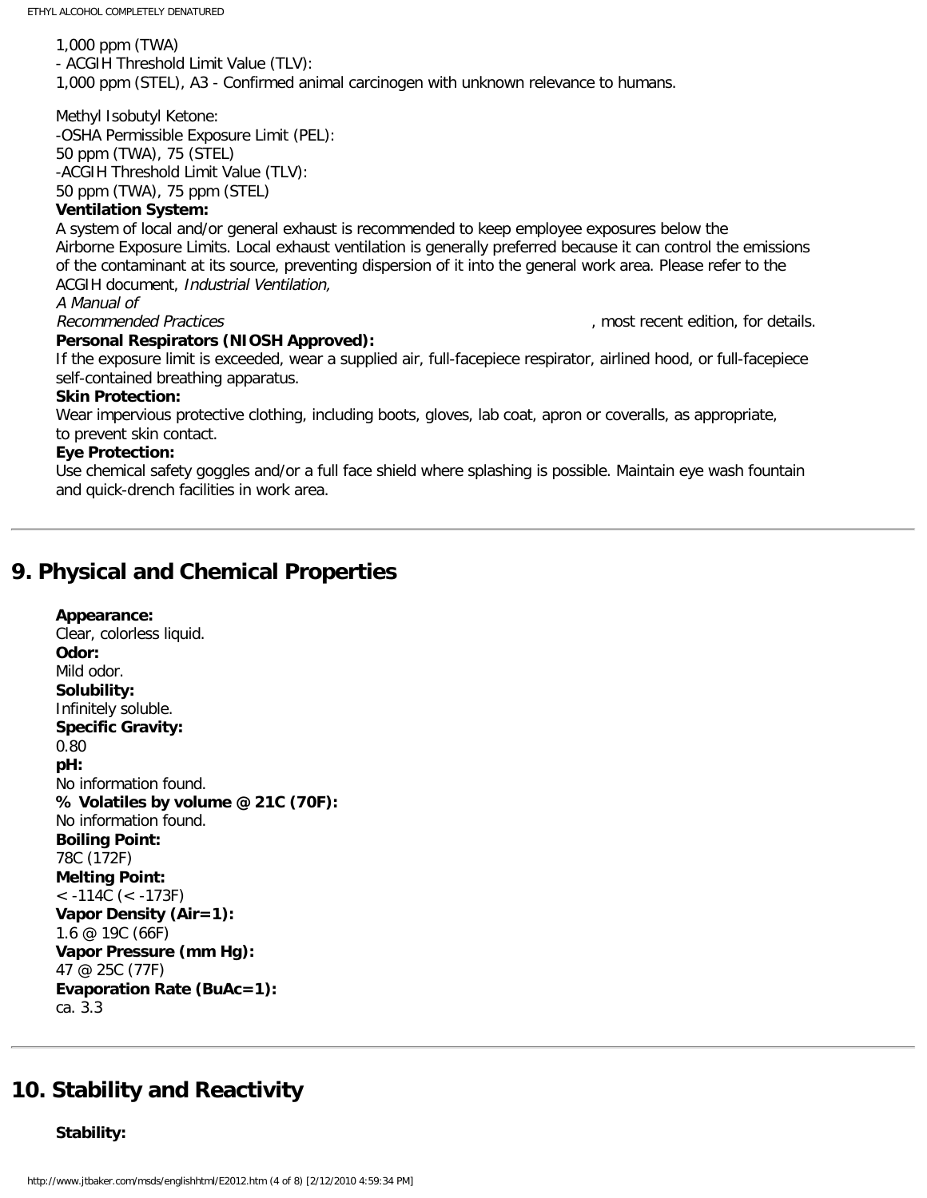1,000 ppm (TWA)
- ACGIH Threshold Limit Value (TLV):
1,000 ppm (STEL), A3 - Confirmed animal carcinogen with unknown relevance to humans.

Methyl Isobutyl Ketone:
-OSHA Permissible Exposure Limit (PEL):
50 ppm (TWA), 75 (STEL)
-ACGIH Threshold Limit Value (TLV):
50 ppm (TWA), 75 ppm (STEL)

**Ventilation System:**
A system of local and/or general exhaust is recommended to keep employee exposures below the Airborne Exposure Limits. Local exhaust ventilation is generally preferred because it can control the emissions of the contaminant at its source, preventing dispersion of it into the general work area. Please refer to the ACGIH document, *Industrial Ventilation, A Manual of Recommended Practices*, most recent edition, for details.

**Personal Respirators (NIOSH Approved):**
If the exposure limit is exceeded, wear a supplied air, full-facepiece respirator, airlined hood, or full-facepiece self-contained breathing apparatus.

**Skin Protection:**
Wear impervious protective clothing, including boots, gloves, lab coat, apron or coveralls, as appropriate, to prevent skin contact.

**Eye Protection:**
Use chemical safety goggles and/or a full face shield where splashing is possible. Maintain eye wash fountain and quick-drench facilities in work area.

---

## 9. Physical and Chemical Properties

**Appearance:**
Clear, colorless liquid.

**Odor:**
Mild odor.

**Solubility:**
Infinitely soluble.

**Specific Gravity:**
0.80

**pH:**
No information found.

**% Volatiles by volume @ 21C (70F):**
No information found.

**Boiling Point:**
78C (172F)

**Melting Point:**
< -114C (< -173F)

**Vapor Density (Air=1):**
1.6 @ 19C (66F)

**Vapor Pressure (mm Hg):**
47 @ 25C (77F)

**Evaporation Rate (BuAc=1):**
ca. 3.3

---

## 10. Stability and Reactivity

**Stability:**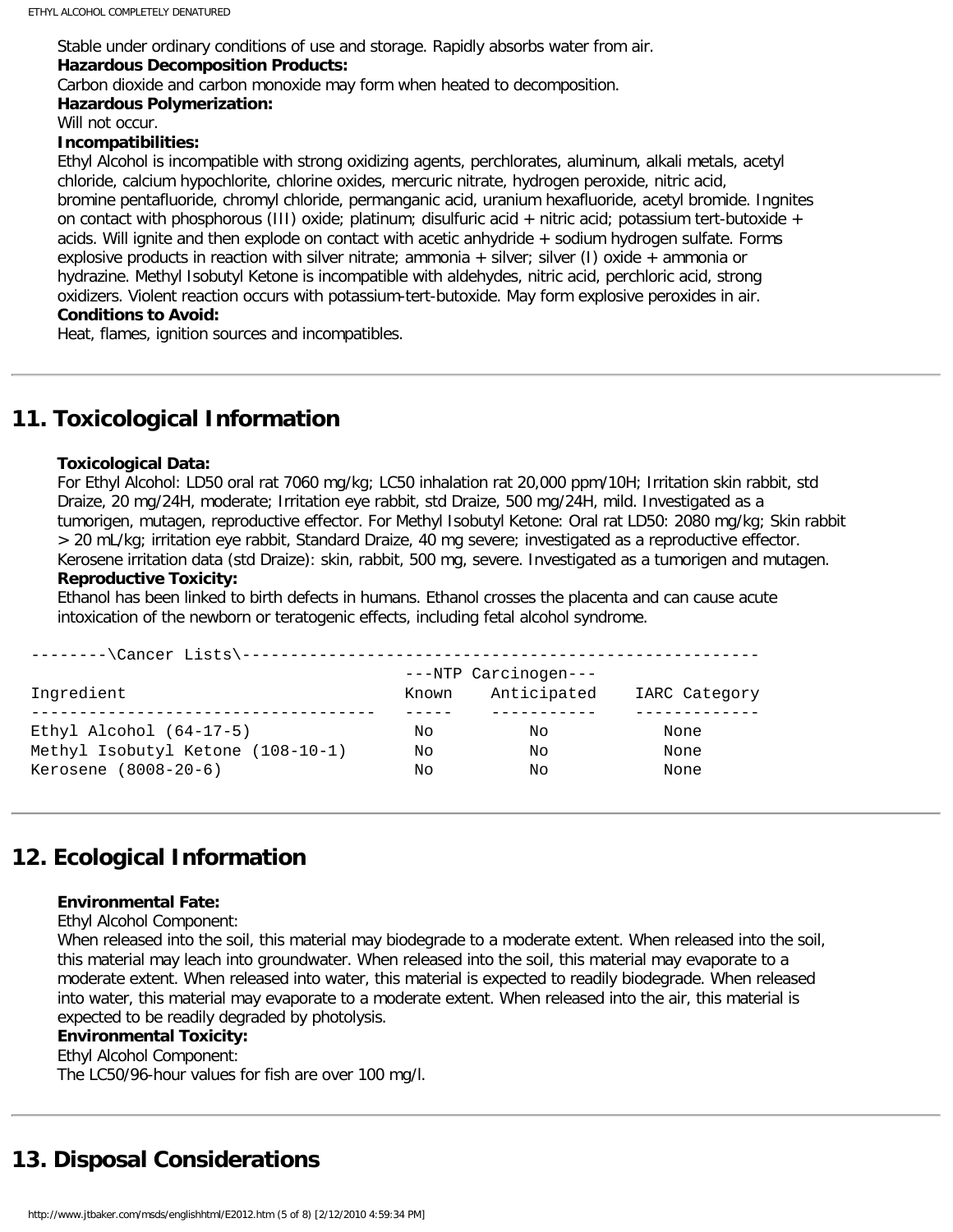Stable under ordinary conditions of use and storage. Rapidly absorbs water from air.

**Hazardous Decomposition Products:**

Carbon dioxide and carbon monoxide may form when heated to decomposition.

**Hazardous Polymerization:**

Will not occur.

**Incompatibilities:**

Ethyl Alcohol is incompatible with strong oxidizing agents, perchlorates, aluminum, alkali metals, acetyl chloride, calcium hypochlorite, chlorine oxides, mercuric nitrate, hydrogen peroxide, nitric acid, bromine pentafluoride, chromyl chloride, permanganic acid, uranium hexafluoride, acetyl bromide. Ingnites on contact with phosphorous (III) oxide; platinum; disulfuric acid + nitric acid; potassium tert-butoxide + acids. Will ignite and then explode on contact with acetic anhydride + sodium hydrogen sulfate. Forms explosive products in reaction with silver nitrate; ammonia + silver; silver (I) oxide + ammonia or hydrazine. Methyl Isobutyl Ketone is incompatible with aldehydes, nitric acid, perchloric acid, strong oxidizers. Violent reaction occurs with potassium-tert-butoxide. May form explosive peroxides in air.

**Conditions to Avoid:**

Heat, flames, ignition sources and incompatibles.

## 11. Toxicological Information

**Toxicological Data:**

For Ethyl Alcohol: LD50 oral rat 7060 mg/kg; LC50 inhalation rat 20,000 ppm/10H; Irritation skin rabbit, std Draize, 20 mg/24H, moderate; Irritation eye rabbit, std Draize, 500 mg/24H, mild. Investigated as a tumorigen, mutagen, reproductive effector. For Methyl Isobutyl Ketone: Oral rat LD50: 2080 mg/kg; Skin rabbit > 20 mL/kg; irritation eye rabbit, Standard Draize, 40 mg severe; investigated as a reproductive effector. Kerosene irritation data (std Draize): skin, rabbit, 500 mg, severe. Investigated as a tumorigen and mutagen.

**Reproductive Toxicity:**

Ethanol has been linked to birth defects in humans. Ethanol crosses the placenta and can cause acute intoxication of the newborn or teratogenic effects, including fetal alcohol syndrome.

--------\Cancer Lists\---------------------------------------------------------

| Ingredient | NTP Carcinogen Known | NTP Carcinogen Anticipated | IARC Category |
|---|---|---|---|
| Ethyl Alcohol (64-17-5) | No | No | None |
| Methyl Isobutyl Ketone (108-10-1) | No | No | None |
| Kerosene (8008-20-6) | No | No | None |

## 12. Ecological Information

**Environmental Fate:**

Ethyl Alcohol Component:

When released into the soil, this material may biodegrade to a moderate extent. When released into the soil, this material may leach into groundwater. When released into the soil, this material may evaporate to a moderate extent. When released into water, this material is expected to readily biodegrade. When released into water, this material may evaporate to a moderate extent. When released into the air, this material is expected to be readily degraded by photolysis.

**Environmental Toxicity:**

Ethyl Alcohol Component:

The LC50/96-hour values for fish are over 100 mg/l.

## 13. Disposal Considerations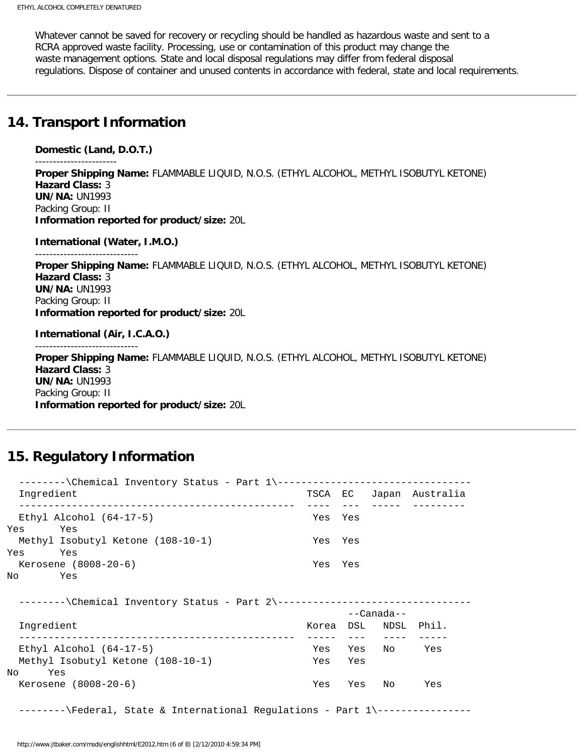Whatever cannot be saved for recovery or recycling should be handled as hazardous waste and sent to a RCRA approved waste facility. Processing, use or contamination of this product may change the waste management options. State and local disposal regulations may differ from federal disposal regulations. Dispose of container and unused contents in accordance with federal, state and local requirements.

## 14. Transport Information

**Domestic (Land, D.O.T.)**

**Proper Shipping Name:** FLAMMABLE LIQUID, N.O.S. (ETHYL ALCOHOL, METHYL ISOBUTYL KETONE)
**Hazard Class:** 3
**UN/NA:** UN1993
Packing Group: II
**Information reported for product/size:** 20L

**International (Water, I.M.O.)**

**Proper Shipping Name:** FLAMMABLE LIQUID, N.O.S. (ETHYL ALCOHOL, METHYL ISOBUTYL KETONE)
**Hazard Class:** 3
**UN/NA:** UN1993
Packing Group: II
**Information reported for product/size:** 20L

**International (Air, I.C.A.O.)**

**Proper Shipping Name:** FLAMMABLE LIQUID, N.O.S. (ETHYL ALCOHOL, METHYL ISOBUTYL KETONE)
**Hazard Class:** 3
**UN/NA:** UN1993
Packing Group: II
**Information reported for product/size:** 20L

## 15. Regulatory Information

--------\Chemical Inventory Status - Part 1\---------------------------------

| Ingredient | TSCA | EC | Japan | Australia |
|---|---|---|---|---|
| Ethyl Alcohol (64-17-5) | Yes | Yes | Yes | Yes |
| Methyl Isobutyl Ketone (108-10-1) | Yes | Yes | Yes | Yes |
| Kerosene (8008-20-6) | Yes | Yes | No | Yes |

--------\Chemical Inventory Status - Part 2\---------------------------------

| Ingredient | Korea | --Canada-- DSL | NDSL | Phil. |
|---|---|---|---|---|
| Ethyl Alcohol (64-17-5) | Yes | Yes | No | Yes |
| Methyl Isobutyl Ketone (108-10-1) | Yes | Yes | No | Yes |
| Kerosene (8008-20-6) | Yes | Yes | No | Yes |

--------\Federal, State & International Regulations - Part 1\----------------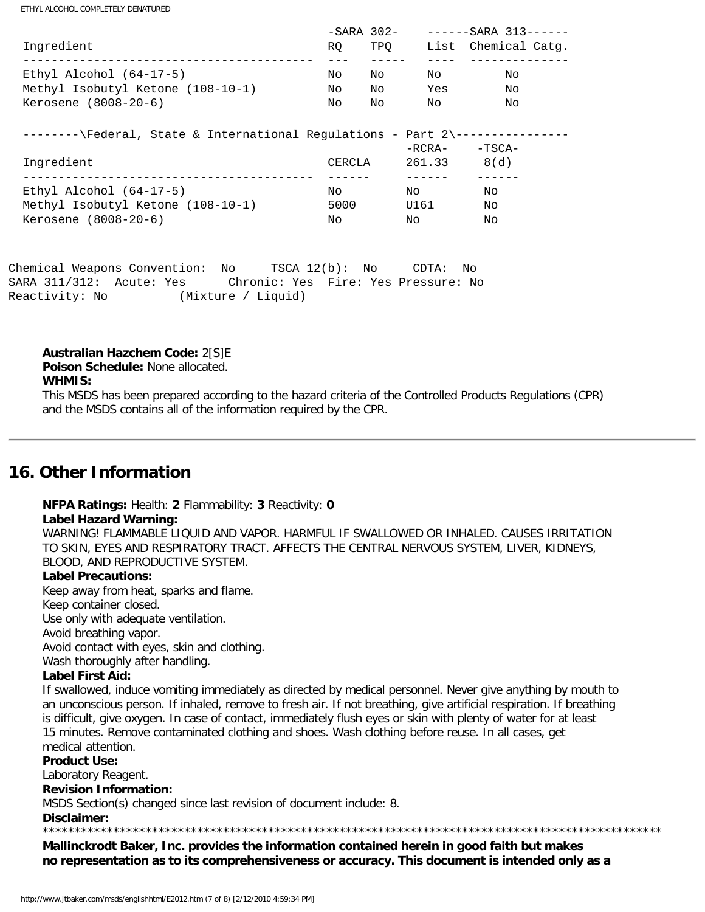| Ingredient | -SARA 302- RQ | TPQ | ------SARA 313------ List | Chemical Catg. |
|---|---|---|---|---|
| Ethyl Alcohol (64-17-5) | No | No | No | No |
| Methyl Isobutyl Ketone (108-10-1) | No | No | Yes | No |
| Kerosene (8008-20-6) | No | No | No | No |

--------\Federal, State & International Regulations - Part 2\----------------

| Ingredient | CERCLA | -RCRA- 261.33 | -TSCA- 8(d) |
|---|---|---|---|
| Ethyl Alcohol (64-17-5) | No | No | No |
| Methyl Isobutyl Ketone (108-10-1) | 5000 | U161 | No |
| Kerosene (8008-20-6) | No | No | No |

```
Chemical Weapons Convention:  No     TSCA 12(b):  No     CDTA:  No
SARA 311/312:  Acute: Yes      Chronic: Yes  Fire: Yes Pressure: No
Reactivity: No          (Mixture / Liquid)
```

**Australian Hazchem Code:** 2[S]E
**Poison Schedule:** None allocated.
**WHMIS:**
This MSDS has been prepared according to the hazard criteria of the Controlled Products Regulations (CPR) and the MSDS contains all of the information required by the CPR.

## 16. Other Information

**NFPA Ratings:** Health: **2** Flammability: **3** Reactivity: **0**
**Label Hazard Warning:**
WARNING! FLAMMABLE LIQUID AND VAPOR. HARMFUL IF SWALLOWED OR INHALED. CAUSES IRRITATION TO SKIN, EYES AND RESPIRATORY TRACT. AFFECTS THE CENTRAL NERVOUS SYSTEM, LIVER, KIDNEYS, BLOOD, AND REPRODUCTIVE SYSTEM.
**Label Precautions:**
Keep away from heat, sparks and flame.
Keep container closed.
Use only with adequate ventilation.
Avoid breathing vapor.
Avoid contact with eyes, skin and clothing.
Wash thoroughly after handling.
**Label First Aid:**
If swallowed, induce vomiting immediately as directed by medical personnel. Never give anything by mouth to an unconscious person. If inhaled, remove to fresh air. If not breathing, give artificial respiration. If breathing is difficult, give oxygen. In case of contact, immediately flush eyes or skin with plenty of water for at least 15 minutes. Remove contaminated clothing and shoes. Wash clothing before reuse. In all cases, get medical attention.
**Product Use:**
Laboratory Reagent.
**Revision Information:**
MSDS Section(s) changed since last revision of document include: 8.
**Disclaimer:**
************************************************************************************************

**Mallinckrodt Baker, Inc. provides the information contained herein in good faith but makes no representation as to its comprehensiveness or accuracy. This document is intended only as a**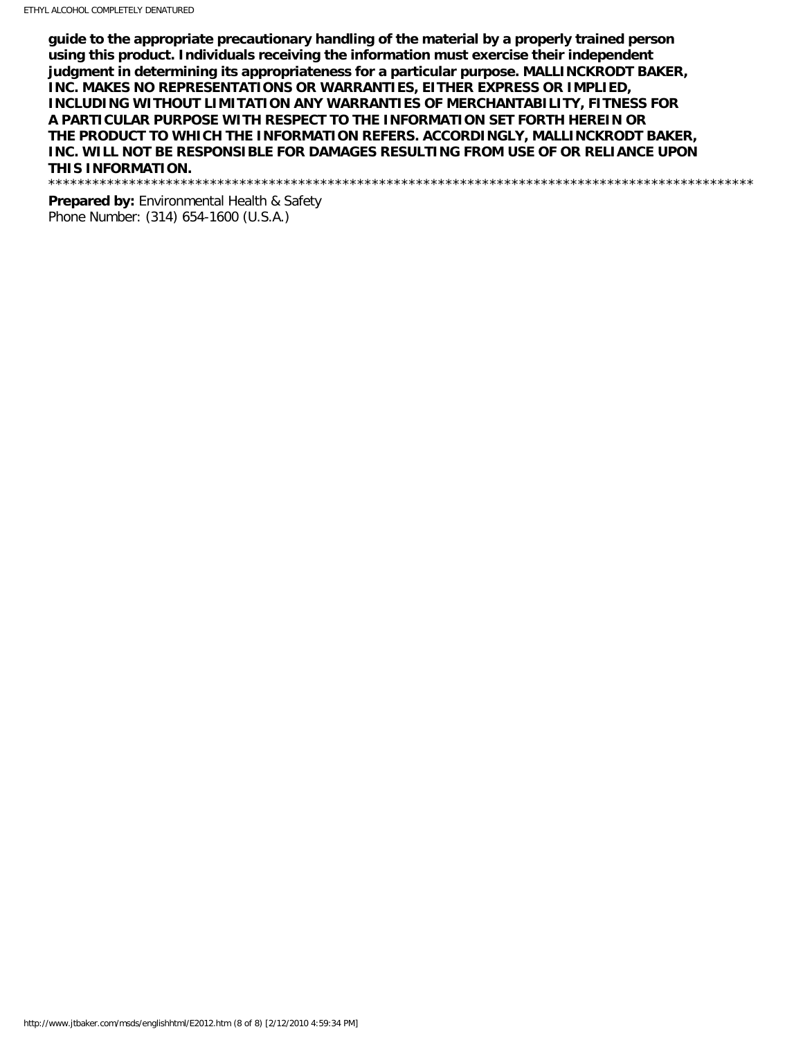**guide to the appropriate precautionary handling of the material by a properly trained person using this product. Individuals receiving the information must exercise their independent judgment in determining its appropriateness for a particular purpose. MALLINCKRODT BAKER, INC. MAKES NO REPRESENTATIONS OR WARRANTIES, EITHER EXPRESS OR IMPLIED, INCLUDING WITHOUT LIMITATION ANY WARRANTIES OF MERCHANTABILITY, FITNESS FOR A PARTICULAR PURPOSE WITH RESPECT TO THE INFORMATION SET FORTH HEREIN OR THE PRODUCT TO WHICH THE INFORMATION REFERS. ACCORDINGLY, MALLINCKRODT BAKER, INC. WILL NOT BE RESPONSIBLE FOR DAMAGES RESULTING FROM USE OF OR RELIANCE UPON THIS INFORMATION.**

**************************************************************************************************

**Prepared by:** Environmental Health & Safety
Phone Number: (314) 654-1600 (U.S.A.)